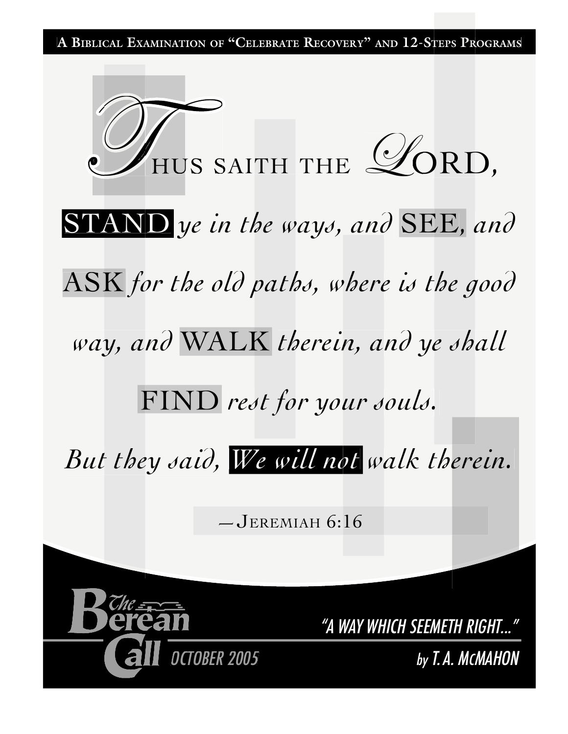A BIBLICAL EXAMINATION OF "CELEBRATE RECOVERY" AND 12-STEPS PROGRAMS

# THUS SAITH THE LORD,

STAND *ye in the ways, and* SEE, *and* ASK *for the old paths, where is the good way, and* WALK *therein, and ye shall* FIND *rest for your souls.*

*But they said,* ***We will not*** *walk therein.*

—JEREMIAH 6:16

The Berean Call

OCTOBER 2005

## "A WAY WHICH SEEMETH RIGHT..."

by T.A. McMAHON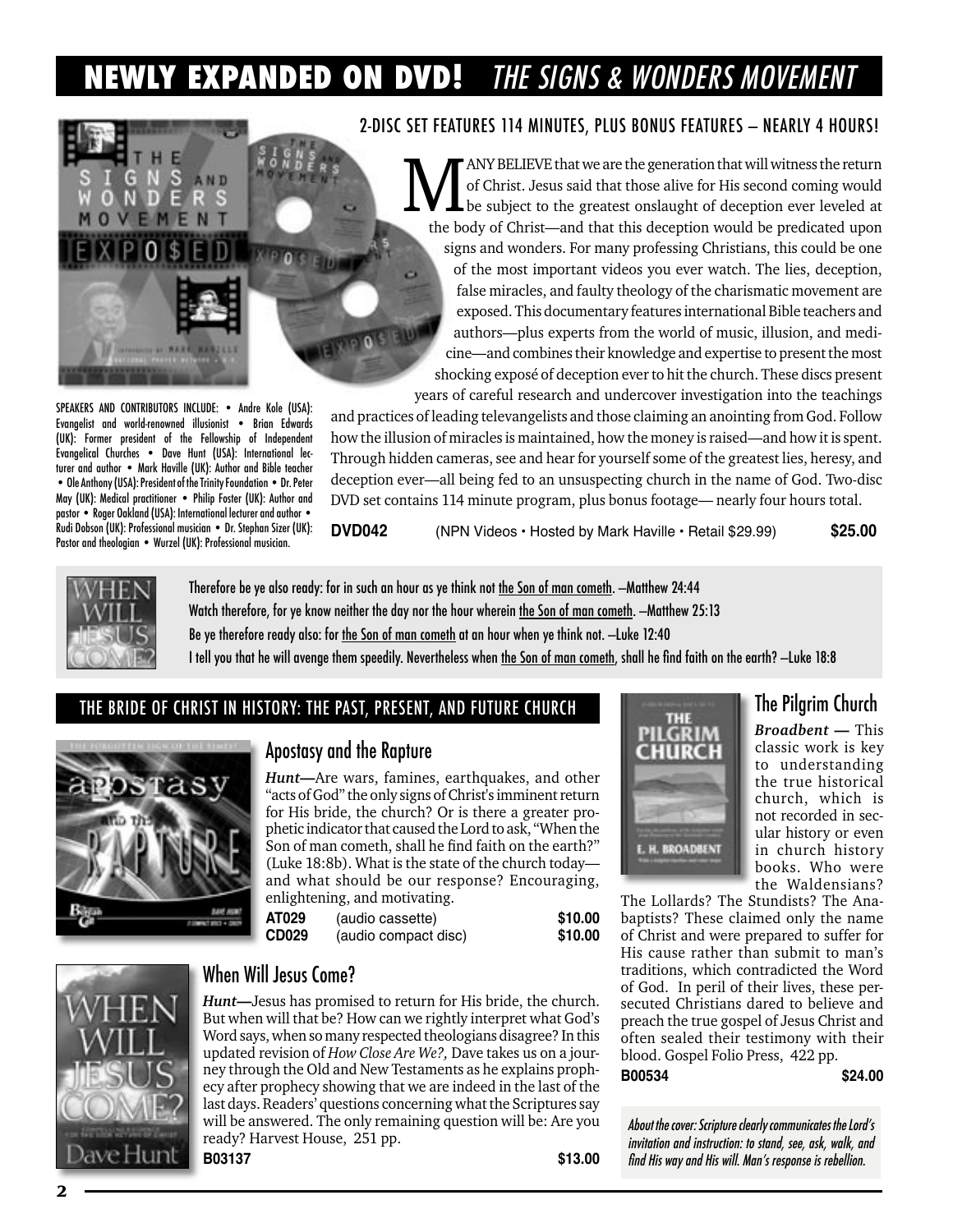# NEWLY EXPANDED ON DVD! *THE SIGNS & WONDERS MOVEMENT*

## 2-DISC SET FEATURES 114 MINUTES, PLUS BONUS FEATURES – NEARLY 4 HOURS!

MANY BELIEVE that we are the generation that will witness the return of Christ. Jesus said that those alive for His second coming would be subject to the greatest onslaught of deception ever leveled at the body of Christ—and that this deception would be predicated upon signs and wonders. For many professing Christians, this could be one of the most important videos you ever watch. The lies, deception, false miracles, and faulty theology of the charismatic movement are exposed. This documentary features international Bible teachers and authors—plus experts from the world of music, illusion, and medicine—and combines their knowledge and expertise to present the most shocking exposé of deception ever to hit the church. These discs present years of careful research and undercover investigation into the teachings and practices of leading televangelists and those claiming an anointing from God. Follow how the illusion of miracles is maintained, how the money is raised—and how it is spent. Through hidden cameras, see and hear for yourself some of the greatest lies, heresy, and deception ever—all being fed to an unsuspecting church in the name of God. Two-disc DVD set contains 114 minute program, plus bonus footage— nearly four hours total.

SPEAKERS AND CONTRIBUTORS INCLUDE: • Andre Kole (USA): Evangelist and world-renowned illusionist • Brian Edwards (UK): Former president of the Fellowship of Independent Evangelical Churches • Dave Hunt (USA): International lecturer and author • Mark Haville (UK): Author and Bible teacher • Ole Anthony (USA): President of the Trinity Foundation • Dr. Peter May (UK): Medical practitioner • Philip Foster (UK): Author and pastor • Roger Oakland (USA): International lecturer and author • Rudi Dobson (UK): Professional musician • Dr. Stephan Sizer (UK): Pastor and theologian • Wurzel (UK): Professional musician.

**DVD042** (NPN Videos • Hosted by Mark Haville • Retail $29.99) **$25.00**

---

Therefore be ye also ready: for in such an hour as ye think not the Son of man cometh. –Matthew 24:44

Watch therefore, for ye know neither the day nor the hour wherein the Son of man cometh. –Matthew 25:13

Be ye therefore ready also: for the Son of man cometh at an hour when ye think not. –Luke 12:40

I tell you that he will avenge them speedily. Nevertheless when the Son of man cometh, shall he find faith on the earth? –Luke 18:8

---

## THE BRIDE OF CHRIST IN HISTORY: THE PAST, PRESENT, AND FUTURE CHURCH

### Apostasy and the Rapture

***Hunt***—Are wars, famines, earthquakes, and other "acts of God" the only signs of Christ's imminent return for His bride, the church? Or is there a greater prophetic indicator that caused the Lord to ask, "When the Son of man cometh, shall he find faith on the earth?" (Luke 18:8b). What is the state of the church today—and what should be our response? Encouraging, enlightening, and motivating.

| | | |
|---|---|---|
| **AT029** | (audio cassette) | **$10.00** |
| **CD029** | (audio compact disc) | **$10.00** |

### When Will Jesus Come?

***Hunt***—Jesus has promised to return for His bride, the church. But when will that be? How can we rightly interpret what God's Word says, when so many respected theologians disagree? In this updated revision of *How Close Are We?,* Dave takes us on a journey through the Old and New Testaments as he explains prophecy after prophecy showing that we are indeed in the last of the last days. Readers' questions concerning what the Scriptures say will be answered. The only remaining question will be: Are you ready? Harvest House, 251 pp.

**B03137** **$13.00**

### The Pilgrim Church

***Broadbent —*** This classic work is key to understanding the true historical church, which is not recorded in secular history or even in church history books. Who were the Waldensians? The Lollards? The Stundists? The Anabaptists? These claimed only the name of Christ and were prepared to suffer for His cause rather than submit to man's traditions, which contradicted the Word of God. In peril of their lives, these persecuted Christians dared to believe and preach the true gospel of Jesus Christ and often sealed their testimony with their blood. Gospel Folio Press, 422 pp.

**B00534** **$24.00**

*About the cover: Scripture clearly communicates the Lord's invitation and instruction: to stand, see, ask, walk, and find His way and His will. Man's response is rebellion.*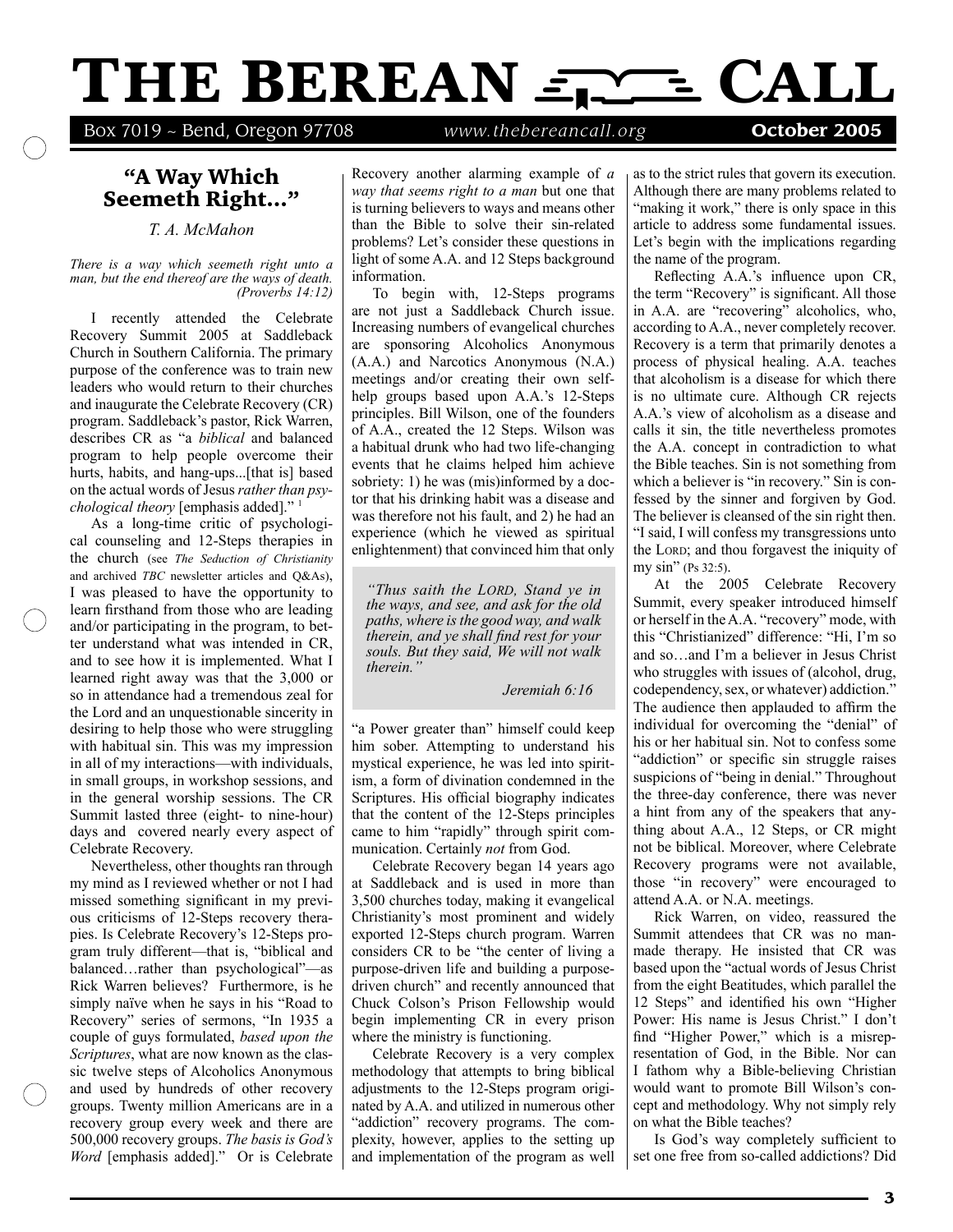# "A Way Which Seemeth Right..."

*T. A. McMahon*

*There is a way which seemeth right unto a man, but the end thereof are the ways of death. (Proverbs 14:12)*

I recently attended the Celebrate Recovery Summit 2005 at Saddleback Church in Southern California. The primary purpose of the conference was to train new leaders who would return to their churches and inaugurate the Celebrate Recovery (CR) program. Saddleback's pastor, Rick Warren, describes CR as "a *biblical* and balanced program to help people overcome their hurts, habits, and hang-ups...[that is] based on the actual words of Jesus *rather than psychological theory* [emphasis added]." [1]

As a long-time critic of psychological counseling and 12-Steps therapies in the church (see *The Seduction of Christianity* and archived *TBC* newsletter articles and Q&As), I was pleased to have the opportunity to learn firsthand from those who are leading and/or participating in the program, to better understand what was intended in CR, and to see how it is implemented. What I learned right away was that the 3,000 or so in attendance had a tremendous zeal for the Lord and an unquestionable sincerity in desiring to help those who were struggling with habitual sin. This was my impression in all of my interactions—with individuals, in small groups, in workshop sessions, and in the general worship sessions. The CR Summit lasted three (eight- to nine-hour) days and covered nearly every aspect of Celebrate Recovery.

Nevertheless, other thoughts ran through my mind as I reviewed whether or not I had missed something significant in my previous criticisms of 12-Steps recovery therapies. Is Celebrate Recovery's 12-Steps program truly different—that is, "biblical and balanced…rather than psychological"—as Rick Warren believes? Furthermore, is he simply naïve when he says in his "Road to Recovery" series of sermons, "In 1935 a couple of guys formulated, *based upon the Scriptures*, what are now known as the classic twelve steps of Alcoholics Anonymous and used by hundreds of other recovery groups. Twenty million Americans are in a recovery group every week and there are 500,000 recovery groups. *The basis is God's Word* [emphasis added]." Or is Celebrate Recovery another alarming example of *a way that seems right to a man* but one that is turning believers to ways and means other than the Bible to solve their sin-related problems? Let's consider these questions in light of some A.A. and 12 Steps background information.

To begin with, 12-Steps programs are not just a Saddleback Church issue. Increasing numbers of evangelical churches are sponsoring Alcoholics Anonymous (A.A.) and Narcotics Anonymous (N.A.) meetings and/or creating their own self-help groups based upon A.A.'s 12-Steps principles. Bill Wilson, one of the founders of A.A., created the 12 Steps. Wilson was a habitual drunk who had two life-changing events that he claims helped him achieve sobriety: 1) he was (mis)informed by a doctor that his drinking habit was a disease and was therefore not his fault, and 2) he had an experience (which he viewed as spiritual enlightenment) that convinced him that only "a Power greater than" himself could keep him sober. Attempting to understand his mystical experience, he was led into spiritism, a form of divination condemned in the Scriptures. His official biography indicates that the content of the 12-Steps principles came to him "rapidly" through spirit communication. Certainly *not* from God.

> *"Thus saith the LORD, Stand ye in the ways, and see, and ask for the old paths, where is the good way, and walk therein, and ye shall find rest for your souls. But they said, We will not walk therein."*
>
> *Jeremiah 6:16*

Celebrate Recovery began 14 years ago at Saddleback and is used in more than 3,500 churches today, making it evangelical Christianity's most prominent and widely exported 12-Steps church program. Warren considers CR to be "the center of living a purpose-driven life and building a purpose-driven church" and recently announced that Chuck Colson's Prison Fellowship would begin implementing CR in every prison where the ministry is functioning.

Celebrate Recovery is a very complex methodology that attempts to bring biblical adjustments to the 12-Steps program originated by A.A. and utilized in numerous other "addiction" recovery programs. The complexity, however, applies to the setting up and implementation of the program as well as to the strict rules that govern its execution. Although there are many problems related to "making it work," there is only space in this article to address some fundamental issues. Let's begin with the implications regarding the name of the program.

Reflecting A.A.'s influence upon CR, the term "Recovery" is significant. All those in A.A. are "recovering" alcoholics, who, according to A.A., never completely recover. Recovery is a term that primarily denotes a process of physical healing. A.A. teaches that alcoholism is a disease for which there is no ultimate cure. Although CR rejects A.A.'s view of alcoholism as a disease and calls it sin, the title nevertheless promotes the A.A. concept in contradiction to what the Bible teaches. Sin is not something from which a believer is "in recovery." Sin is confessed by the sinner and forgiven by God. The believer is cleansed of the sin right then. "I said, I will confess my transgressions unto the LORD; and thou forgavest the iniquity of my sin" (Ps 32:5).

At the 2005 Celebrate Recovery Summit, every speaker introduced himself or herself in the A.A. "recovery" mode, with this "Christianized" difference: "Hi, I'm so and so…and I'm a believer in Jesus Christ who struggles with issues of (alcohol, drug, codependency, sex, or whatever) addiction." The audience then applauded to affirm the individual for overcoming the "denial" of his or her habitual sin. Not to confess some "addiction" or specific sin struggle raises suspicions of "being in denial." Throughout the three-day conference, there was never a hint from any of the speakers that anything about A.A., 12 Steps, or CR might not be biblical. Moreover, where Celebrate Recovery programs were not available, those "in recovery" were encouraged to attend A.A. or N.A. meetings.

Rick Warren, on video, reassured the Summit attendees that CR was no man-made therapy. He insisted that CR was based upon the "actual words of Jesus Christ from the eight Beatitudes, which parallel the 12 Steps" and identified his own "Higher Power: His name is Jesus Christ." I don't find "Higher Power," which is a misrepresentation of God, in the Bible. Nor can I fathom why a Bible-believing Christian would want to promote Bill Wilson's concept and methodology. Why not simply rely on what the Bible teaches?

Is God's way completely sufficient to set one free from so-called addictions? Did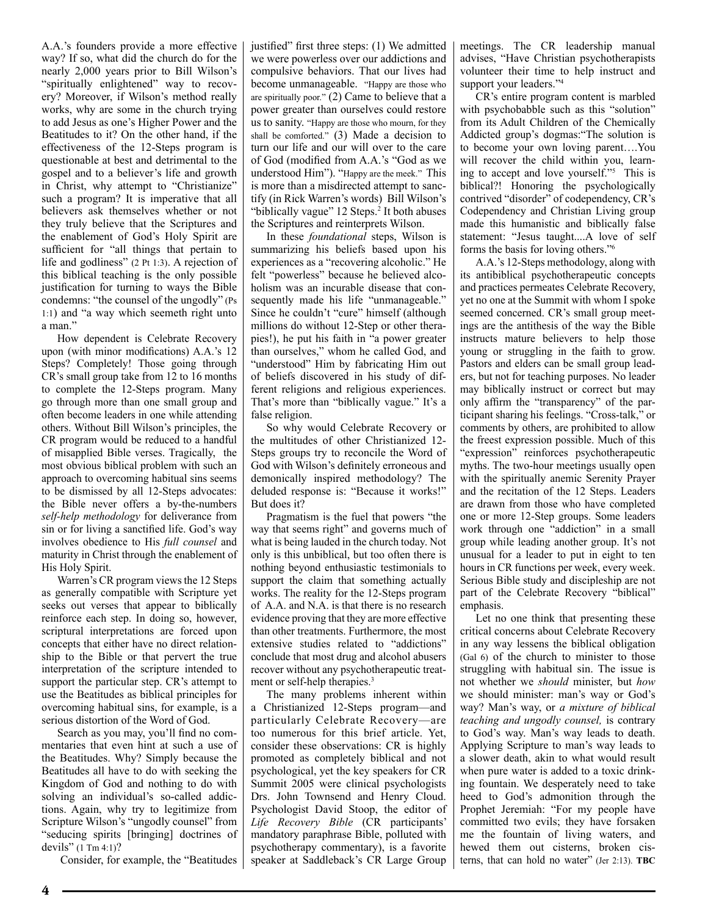A.A.'s founders provide a more effective way? If so, what did the church do for the nearly 2,000 years prior to Bill Wilson's "spiritually enlightened" way to recovery? Moreover, if Wilson's method really works, why are some in the church trying to add Jesus as one's Higher Power and the Beatitudes to it? On the other hand, if the effectiveness of the 12-Steps program is questionable at best and detrimental to the gospel and to a believer's life and growth in Christ, why attempt to "Christianize" such a program? It is imperative that all believers ask themselves whether or not they truly believe that the Scriptures and the enablement of God's Holy Spirit are sufficient for "all things that pertain to life and godliness" (2 Pt 1:3). A rejection of this biblical teaching is the only possible justification for turning to ways the Bible condemns: "the counsel of the ungodly" (Ps 1:1) and "a way which seemeth right unto a man."

How dependent is Celebrate Recovery upon (with minor modifications) A.A.'s 12 Steps? Completely! Those going through CR's small group take from 12 to 16 months to complete the 12-Steps program. Many go through more than one small group and often become leaders in one while attending others. Without Bill Wilson's principles, the CR program would be reduced to a handful of misapplied Bible verses. Tragically, the most obvious biblical problem with such an approach to overcoming habitual sins seems to be dismissed by all 12-Steps advocates: the Bible never offers a by-the-numbers *self-help methodology* for deliverance from sin or for living a sanctified life. God's way involves obedience to His *full counsel* and maturity in Christ through the enablement of His Holy Spirit.

Warren's CR program views the 12 Steps as generally compatible with Scripture yet seeks out verses that appear to biblically reinforce each step. In doing so, however, scriptural interpretations are forced upon concepts that either have no direct relationship to the Bible or that pervert the true interpretation of the scripture intended to support the particular step. CR's attempt to use the Beatitudes as biblical principles for overcoming habitual sins, for example, is a serious distortion of the Word of God.

Search as you may, you'll find no commentaries that even hint at such a use of the Beatitudes. Why? Simply because the Beatitudes all have to do with seeking the Kingdom of God and nothing to do with solving an individual's so-called addictions. Again, why try to legitimize from Scripture Wilson's "ungodly counsel" from "seducing spirits [bringing] doctrines of devils" (1 Tm 4:1)?

Consider, for example, the "Beatitudes justified" first three steps: (1) We admitted we were powerless over our addictions and compulsive behaviors. That our lives had become unmanageable. "Happy are those who are spiritually poor." (2) Came to believe that a power greater than ourselves could restore us to sanity. "Happy are those who mourn, for they shall be comforted." (3) Made a decision to turn our life and our will over to the care of God (modified from A.A.'s "God as we understood Him"). "Happy are the meek." This is more than a misdirected attempt to sanctify (in Rick Warren's words) Bill Wilson's "biblically vague" 12 Steps.[2] It both abuses the Scriptures and reinterprets Wilson.

In these *foundational* steps, Wilson is summarizing his beliefs based upon his experiences as a "recovering alcoholic." He felt "powerless" because he believed alcoholism was an incurable disease that consequently made his life "unmanageable." Since he couldn't "cure" himself (although millions do without 12-Step or other therapies!), he put his faith in "a power greater than ourselves," whom he called God, and "understood" Him by fabricating Him out of beliefs discovered in his study of different religions and religious experiences. That's more than "biblically vague." It's a false religion.

So why would Celebrate Recovery or the multitudes of other Christianized 12-Steps groups try to reconcile the Word of God with Wilson's definitely erroneous and demonically inspired methodology? The deluded response is: "Because it works!" But does it?

Pragmatism is the fuel that powers "the way that seems right" and governs much of what is being lauded in the church today. Not only is this unbiblical, but too often there is nothing beyond enthusiastic testimonials to support the claim that something actually works. The reality for the 12-Steps program of A.A. and N.A. is that there is no research evidence proving that they are more effective than other treatments. Furthermore, the most extensive studies related to "addictions" conclude that most drug and alcohol abusers recover without any psychotherapeutic treatment or self-help therapies.[3]

The many problems inherent within a Christianized 12-Steps program—and particularly Celebrate Recovery—are too numerous for this brief article. Yet, consider these observations: CR is highly promoted as completely biblical and not psychological, yet the key speakers for CR Summit 2005 were clinical psychologists Drs. John Townsend and Henry Cloud. Psychologist David Stoop, the editor of *Life Recovery Bible* (CR participants' mandatory paraphrase Bible, polluted with psychotherapy commentary), is a favorite speaker at Saddleback's CR Large Group meetings. The CR leadership manual advises, "Have Christian psychotherapists volunteer their time to help instruct and support your leaders."[4]

CR's entire program content is marbled with psychobabble such as this "solution" from its Adult Children of the Chemically Addicted group's dogmas:"The solution is to become your own loving parent….You will recover the child within you, learning to accept and love yourself."[5] This is biblical?! Honoring the psychologically contrived "disorder" of codependency, CR's Codependency and Christian Living group made this humanistic and biblically false statement: "Jesus taught....A love of self forms the basis for loving others."[6]

A.A.'s 12-Steps methodology, along with its antibiblical psychotherapeutic concepts and practices permeates Celebrate Recovery, yet no one at the Summit with whom I spoke seemed concerned. CR's small group meetings are the antithesis of the way the Bible instructs mature believers to help those young or struggling in the faith to grow. Pastors and elders can be small group leaders, but not for teaching purposes. No leader may biblically instruct or correct but may only affirm the "transparency" of the participant sharing his feelings. "Cross-talk," or comments by others, are prohibited to allow the freest expression possible. Much of this "expression" reinforces psychotherapeutic myths. The two-hour meetings usually open with the spiritually anemic Serenity Prayer and the recitation of the 12 Steps. Leaders are drawn from those who have completed one or more 12-Step groups. Some leaders work through one "addiction" in a small group while leading another group. It's not unusual for a leader to put in eight to ten hours in CR functions per week, every week. Serious Bible study and discipleship are not part of the Celebrate Recovery "biblical" emphasis.

Let no one think that presenting these critical concerns about Celebrate Recovery in any way lessens the biblical obligation (Gal 6) of the church to minister to those struggling with habitual sin. The issue is not whether we *should* minister, but *how* we should minister: man's way or God's way? Man's way, or *a mixture of biblical teaching and ungodly counsel,* is contrary to God's way. Man's way leads to death. Applying Scripture to man's way leads to a slower death, akin to what would result when pure water is added to a toxic drinking fountain. We desperately need to take heed to God's admonition through the Prophet Jeremiah: "For my people have committed two evils; they have forsaken me the fountain of living waters, and hewed them out cisterns, broken cisterns, that can hold no water" (Jer 2:13). **TBC**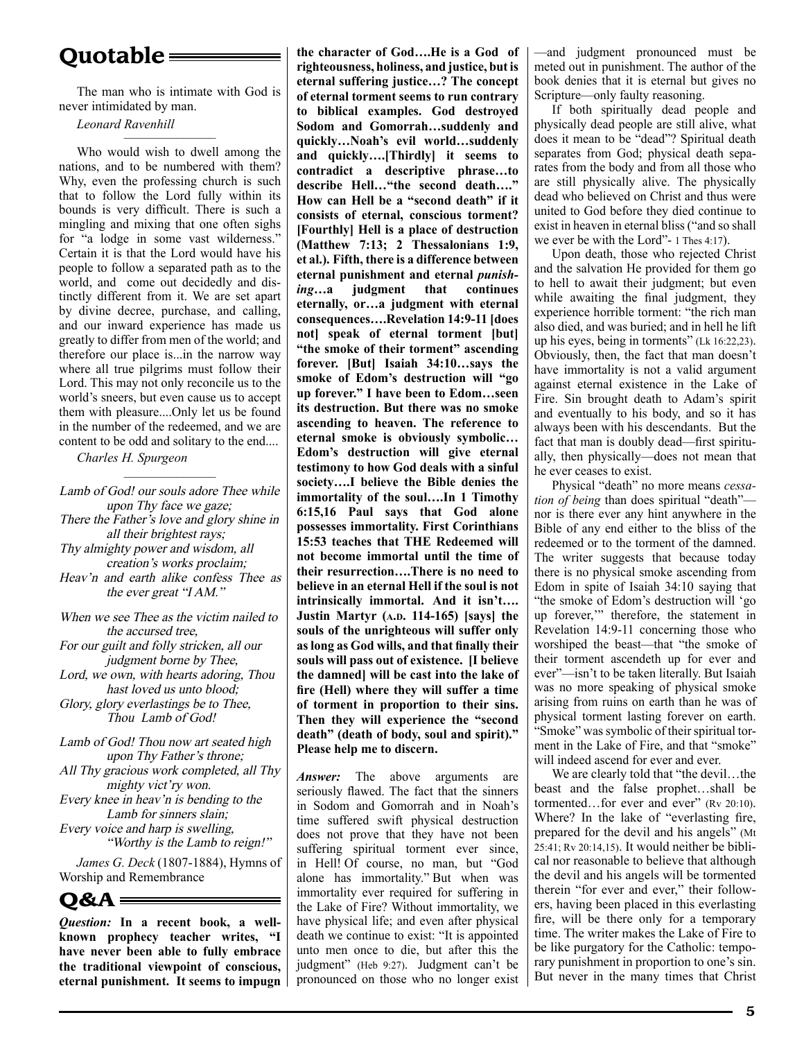## Quotable

The man who is intimate with God is never intimidated by man.

*Leonard Ravenhill*

---

Who would wish to dwell among the nations, and to be numbered with them? Why, even the professing church is such that to follow the Lord fully within its bounds is very difficult. There is such a mingling and mixing that one often sighs for "a lodge in some vast wilderness." Certain it is that the Lord would have his people to follow a separated path as to the world, and come out decidedly and distinctly different from it. We are set apart by divine decree, purchase, and calling, and our inward experience has made us greatly to differ from men of the world; and therefore our place is...in the narrow way where all true pilgrims must follow their Lord. This may not only reconcile us to the world's sneers, but even cause us to accept them with pleasure....Only let us be found in the number of the redeemed, and we are content to be odd and solitary to the end....

*Charles H. Spurgeon*

---

*Lamb of God! our souls adore Thee while upon Thy face we gaze;*
*There the Father's love and glory shine in all their brightest rays;*
*Thy almighty power and wisdom, all creation's works proclaim;*
*Heav'n and earth alike confess Thee as the ever great "I AM."*

*When we see Thee as the victim nailed to the accursed tree,*
*For our guilt and folly stricken, all our judgment borne by Thee,*
*Lord, we own, with hearts adoring, Thou hast loved us unto blood;*
*Glory, glory everlastings be to Thee, Thou Lamb of God!*

*Lamb of God! Thou now art seated high upon Thy Father's throne;*
*All Thy gracious work completed, all Thy mighty vict'ry won.*
*Every knee in heav'n is bending to the Lamb for sinners slain;*
*Every voice and harp is swelling, "Worthy is the Lamb to reign!"*

*James G. Deck* (1807-1884), Hymns of Worship and Remembrance

## Q&A

***Question:*** **In a recent book, a well-known prophecy teacher writes, "I have never been able to fully embrace the traditional viewpoint of conscious, eternal punishment. It seems to impugn the character of God….He is a God of righteousness, holiness, and justice, but is eternal suffering justice…? The concept of eternal torment seems to run contrary to biblical examples. God destroyed Sodom and Gomorrah…suddenly and quickly…Noah's evil world…suddenly and quickly….[Thirdly] it seems to contradict a descriptive phrase…to describe Hell…"the second death…." How can Hell be a "second death" if it consists of eternal, conscious torment? [Fourthly] Hell is a place of destruction (Matthew 7:13; 2 Thessalonians 1:9, et al.). Fifth, there is a difference between eternal punishment and eternal *punishing*…a judgment that continues eternally, or…a judgment with eternal consequences….Revelation 14:9-11 [does not] speak of eternal torment [but] "the smoke of their torment" ascending forever. [But] Isaiah 34:10…says the smoke of Edom's destruction will "go up forever." I have been to Edom…seen its destruction. But there was no smoke ascending to heaven. The reference to eternal smoke is obviously symbolic… Edom's destruction will give eternal testimony to how God deals with a sinful society….I believe the Bible denies the immortality of the soul….In 1 Timothy 6:15,16 Paul says that God alone possesses immortality. First Corinthians 15:53 teaches that THE Redeemed will not become immortal until the time of their resurrection….There is no need to believe in an eternal Hell if the soul is not intrinsically immortal. And it isn't…. Justin Martyr (A.D. 114-165) [says] the souls of the unrighteous will suffer only as long as God wills, and that finally their souls will pass out of existence. [I believe the damned] will be cast into the lake of fire (Hell) where they will suffer a time of torment in proportion to their sins. Then they will experience the "second death" (death of body, soul and spirit)." Please help me to discern.**

***Answer:*** The above arguments are seriously flawed. The fact that the sinners in Sodom and Gomorrah and in Noah's time suffered swift physical destruction does not prove that they have not been suffering spiritual torment ever since, in Hell! Of course, no man, but "God alone has immortality." But when was immortality ever required for suffering in the Lake of Fire? Without immortality, we have physical life; and even after physical death we continue to exist: "It is appointed unto men once to die, but after this the judgment" (Heb 9:27). Judgment can't be pronounced on those who no longer exist—and judgment pronounced must be meted out in punishment. The author of the book denies that it is eternal but gives no Scripture—only faulty reasoning.

If both spiritually dead people and physically dead people are still alive, what does it mean to be "dead"? Spiritual death separates from God; physical death separates from the body and from all those who are still physically alive. The physically dead who believed on Christ and thus were united to God before they died continue to exist in heaven in eternal bliss ("and so shall we ever be with the Lord"- 1 Thes 4:17).

Upon death, those who rejected Christ and the salvation He provided for them go to hell to await their judgment; but even while awaiting the final judgment, they experience horrible torment: "the rich man also died, and was buried; and in hell he lift up his eyes, being in torments" (Lk 16:22,23). Obviously, then, the fact that man doesn't have immortality is not a valid argument against eternal existence in the Lake of Fire. Sin brought death to Adam's spirit and eventually to his body, and so it has always been with his descendants. But the fact that man is doubly dead—first spiritually, then physically—does not mean that he ever ceases to exist.

Physical "death" no more means *cessation of being* than does spiritual "death"—nor is there ever any hint anywhere in the Bible of any end either to the bliss of the redeemed or to the torment of the damned. The writer suggests that because today there is no physical smoke ascending from Edom in spite of Isaiah 34:10 saying that "the smoke of Edom's destruction will 'go up forever,'" therefore, the statement in Revelation 14:9-11 concerning those who worshiped the beast—that "the smoke of their torment ascendeth up for ever and ever"—isn't to be taken literally. But Isaiah was no more speaking of physical smoke arising from ruins on earth than he was of physical torment lasting forever on earth. "Smoke" was symbolic of their spiritual torment in the Lake of Fire, and that "smoke" will indeed ascend for ever and ever.

We are clearly told that "the devil…the beast and the false prophet…shall be tormented…for ever and ever" (Rv 20:10). Where? In the lake of "everlasting fire, prepared for the devil and his angels" (Mt 25:41; Rv 20:14,15). It would neither be biblical nor reasonable to believe that although the devil and his angels will be tormented therein "for ever and ever," their followers, having been placed in this everlasting fire, will be there only for a temporary time. The writer makes the Lake of Fire to be like purgatory for the Catholic: temporary punishment in proportion to one's sin. But never in the many times that Christ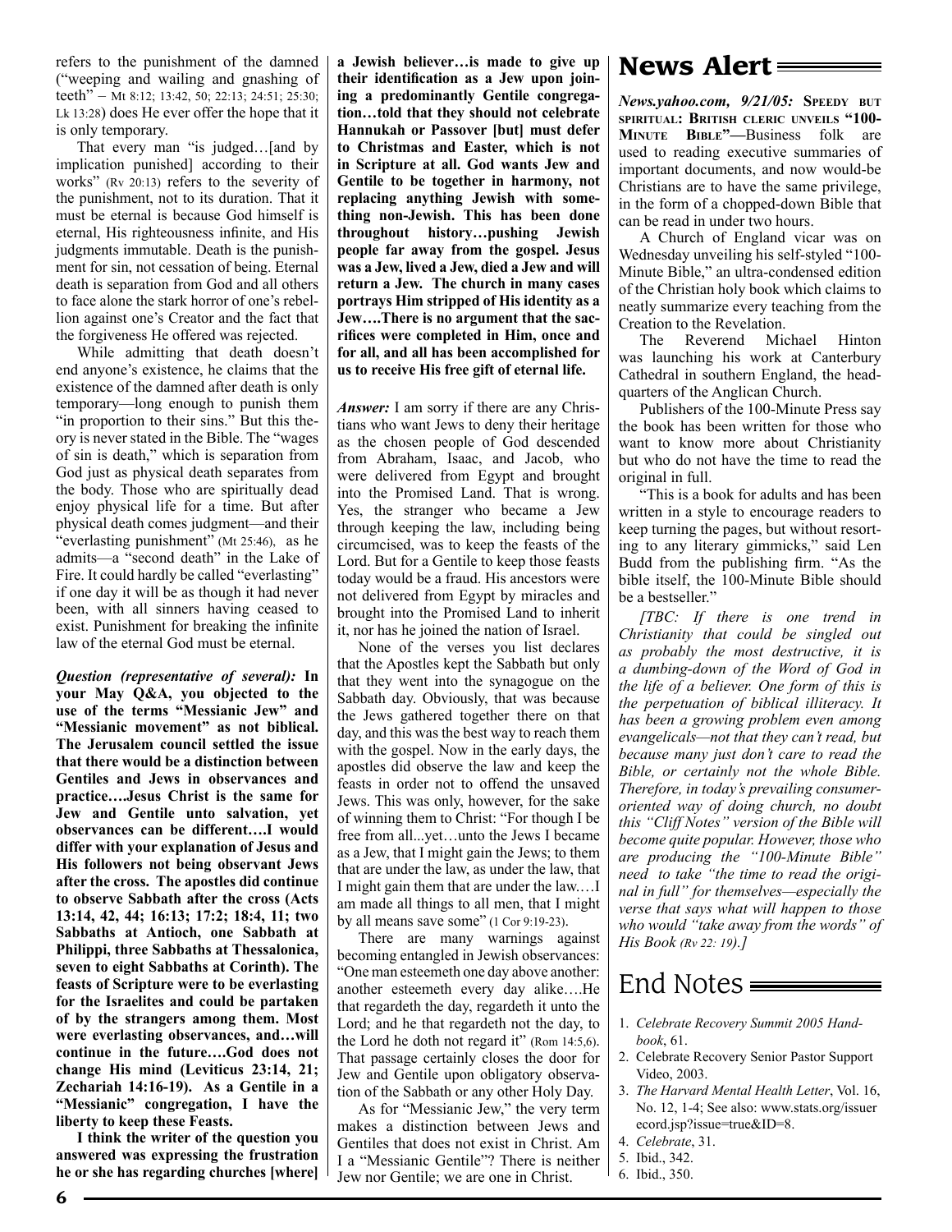refers to the punishment of the damned ("weeping and wailing and gnashing of teeth" – Mt 8:12; 13:42, 50; 22:13; 24:51; 25:30; Lk 13:28) does He ever offer the hope that it is only temporary.

That every man "is judged…[and by implication punished] according to their works" (Rv 20:13) refers to the severity of the punishment, not to its duration. That it must be eternal is because God himself is eternal, His righteousness infinite, and His judgments immutable. Death is the punishment for sin, not cessation of being. Eternal death is separation from God and all others to face alone the stark horror of one's rebellion against one's Creator and the fact that the forgiveness He offered was rejected.

While admitting that death doesn't end anyone's existence, he claims that the existence of the damned after death is only temporary—long enough to punish them "in proportion to their sins." But this theory is never stated in the Bible. The "wages of sin is death," which is separation from God just as physical death separates from the body. Those who are spiritually dead enjoy physical life for a time. But after physical death comes judgment—and their "everlasting punishment" (Mt 25:46), as he admits—a "second death" in the Lake of Fire. It could hardly be called "everlasting" if one day it will be as though it had never been, with all sinners having ceased to exist. Punishment for breaking the infinite law of the eternal God must be eternal.

***Question (representative of several):*** **In your May Q&A, you objected to the use of the terms "Messianic Jew" and "Messianic movement" as not biblical. The Jerusalem council settled the issue that there would be a distinction between Gentiles and Jews in observances and practice….Jesus Christ is the same for Jew and Gentile unto salvation, yet observances can be different….I would differ with your explanation of Jesus and His followers not being observant Jews after the cross. The apostles did continue to observe Sabbath after the cross (Acts 13:14, 42, 44; 16:13; 17:2; 18:4, 11; two Sabbaths at Antioch, one Sabbath at Philippi, three Sabbaths at Thessalonica, seven to eight Sabbaths at Corinth). The feasts of Scripture were to be everlasting for the Israelites and could be partaken of by the strangers among them. Most were everlasting observances, and…will continue in the future….God does not change His mind (Leviticus 23:14, 21; Zechariah 14:16-19). As a Gentile in a "Messianic" congregation, I have the liberty to keep these Feasts.**

**I think the writer of the question you answered was expressing the frustration he or she has regarding churches [where] a Jewish believer…is made to give up their identification as a Jew upon joining a predominantly Gentile congregation…told that they should not celebrate Hannukah or Passover [but] must defer to Christmas and Easter, which is not in Scripture at all. God wants Jew and Gentile to be together in harmony, not replacing anything Jewish with something non-Jewish. This has been done throughout history…pushing Jewish people far away from the gospel. Jesus was a Jew, lived a Jew, died a Jew and will return a Jew. The church in many cases portrays Him stripped of His identity as a Jew….There is no argument that the sacrifices were completed in Him, once and for all, and all has been accomplished for us to receive His free gift of eternal life.**

***Answer:*** I am sorry if there are any Christians who want Jews to deny their heritage as the chosen people of God descended from Abraham, Isaac, and Jacob, who were delivered from Egypt and brought into the Promised Land. That is wrong. Yes, the stranger who became a Jew through keeping the law, including being circumcised, was to keep the feasts of the Lord. But for a Gentile to keep those feasts today would be a fraud. His ancestors were not delivered from Egypt by miracles and brought into the Promised Land to inherit it, nor has he joined the nation of Israel.

None of the verses you list declares that the Apostles kept the Sabbath but only that they went into the synagogue on the Sabbath day. Obviously, that was because the Jews gathered together there on that day, and this was the best way to reach them with the gospel. Now in the early days, the apostles did observe the law and keep the feasts in order not to offend the unsaved Jews. This was only, however, for the sake of winning them to Christ: "For though I be free from all...yet…unto the Jews I became as a Jew, that I might gain the Jews; to them that are under the law, as under the law, that I might gain them that are under the law.…I am made all things to all men, that I might by all means save some" (1 Cor 9:19-23).

There are many warnings against becoming entangled in Jewish observances: "One man esteemeth one day above another: another esteemeth every day alike….He that regardeth the day, regardeth it unto the Lord; and he that regardeth not the day, to the Lord he doth not regard it" (Rom 14:5,6). That passage certainly closes the door for Jew and Gentile upon obligatory observation of the Sabbath or any other Holy Day.

As for "Messianic Jew," the very term makes a distinction between Jews and Gentiles that does not exist in Christ. Am I a "Messianic Gentile"? There is neither Jew nor Gentile; we are one in Christ.

# News Alert

***News.yahoo.com, 9/21/05:*** **Speedy but spiritual: British cleric unveils "100-Minute Bible"—**Business folk are used to reading executive summaries of important documents, and now would-be Christians are to have the same privilege, in the form of a chopped-down Bible that can be read in under two hours.

A Church of England vicar was on Wednesday unveiling his self-styled "100-Minute Bible," an ultra-condensed edition of the Christian holy book which claims to neatly summarize every teaching from the Creation to the Revelation.

The Reverend Michael Hinton was launching his work at Canterbury Cathedral in southern England, the headquarters of the Anglican Church.

Publishers of the 100-Minute Press say the book has been written for those who want to know more about Christianity but who do not have the time to read the original in full.

"This is a book for adults and has been written in a style to encourage readers to keep turning the pages, but without resorting to any literary gimmicks," said Len Budd from the publishing firm. "As the bible itself, the 100-Minute Bible should be a bestseller."

*[TBC: If there is one trend in Christianity that could be singled out as probably the most destructive, it is a dumbing-down of the Word of God in the life of a believer. One form of this is the perpetuation of biblical illiteracy. It has been a growing problem even among evangelicals—not that they can't read, but because many just don't care to read the Bible, or certainly not the whole Bible. Therefore, in today's prevailing consumer-oriented way of doing church, no doubt this "Cliff Notes" version of the Bible will become quite popular. However, those who are producing the "100-Minute Bible" need to take "the time to read the original in full" for themselves—especially the verse that says what will happen to those who would "take away from the words" of His Book (Rv 22: 19).]*

# End Notes

1. *Celebrate Recovery Summit 2005 Handbook*, 61.
2. Celebrate Recovery Senior Pastor Support Video, 2003.
3. *The Harvard Mental Health Letter*, Vol. 16, No. 12, 1-4; See also: www.stats.org/issuerecord.jsp?issue=true&ID=8.
4. *Celebrate*, 31.
5. Ibid., 342.
6. Ibid., 350.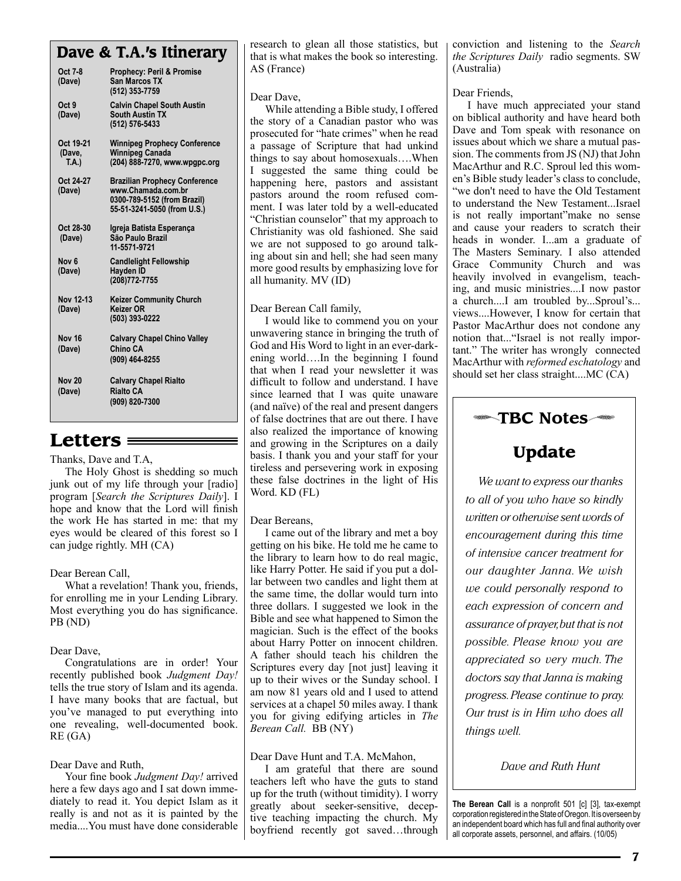## Dave & T.A.'s Itinerary

| | |
|---|---|
| **Oct 7-8 (Dave)** | **Prophecy: Peril & Promise**<br>**San Marcos TX**<br>**(512) 353-7759** |
| **Oct 9 (Dave)** | **Calvin Chapel South Austin**<br>**South Austin TX**<br>**(512) 576-5433** |
| **Oct 19-21 (Dave, T.A.)** | **Winnipeg Prophecy Conference**<br>**Winnipeg Canada**<br>**(204) 888-7270, www.wpgpc.org** |
| **Oct 24-27 (Dave)** | **Brazilian Prophecy Conference**<br>**www.Chamada.com.br**<br>**0300-789-5152 (from Brazil)**<br>**55-51-3241-5050 (from U.S.)** |
| **Oct 28-30 (Dave)** | **Igreja Batista Esperança**<br>**São Paulo Brazil**<br>**11-5571-9721** |
| **Nov 6 (Dave)** | **Candlelight Fellowship**<br>**Hayden ID**<br>**(208)772-7755** |
| **Nov 12-13 (Dave)** | **Keizer Community Church**<br>**Keizer OR**<br>**(503) 393-0222** |
| **Nov 16 (Dave)** | **Calvary Chapel Chino Valley**<br>**Chino CA**<br>**(909) 464-8255** |
| **Nov 20 (Dave)** | **Calvary Chapel Rialto**<br>**Rialto CA**<br>**(909) 820-7300** |

## Letters

Thanks, Dave and T.A,

The Holy Ghost is shedding so much junk out of my life through your [radio] program [*Search the Scriptures Daily*]. I hope and know that the Lord will finish the work He has started in me: that my eyes would be cleared of this forest so I can judge rightly. MH (CA)

Dear Berean Call,

What a revelation! Thank you, friends, for enrolling me in your Lending Library. Most everything you do has significance. PB (ND)

Dear Dave,

Congratulations are in order! Your recently published book *Judgment Day!* tells the true story of Islam and its agenda. I have many books that are factual, but you've managed to put everything into one revealing, well-documented book. RE (GA)

Dear Dave and Ruth,

Your fine book *Judgment Day!* arrived here a few days ago and I sat down immediately to read it. You depict Islam as it really is and not as it is painted by the media....You must have done considerable research to glean all those statistics, but that is what makes the book so interesting. AS (France)

Dear Dave,

While attending a Bible study, I offered the story of a Canadian pastor who was prosecuted for "hate crimes" when he read a passage of Scripture that had unkind things to say about homosexuals….When I suggested the same thing could be happening here, pastors and assistant pastors around the room refused comment. I was later told by a well-educated "Christian counselor" that my approach to Christianity was old fashioned. She said we are not supposed to go around talking about sin and hell; she had seen many more good results by emphasizing love for all humanity. MV (ID)

Dear Berean Call family,

I would like to commend you on your unwavering stance in bringing the truth of God and His Word to light in an ever-darkening world….In the beginning I found that when I read your newsletter it was difficult to follow and understand. I have since learned that I was quite unaware (and naïve) of the real and present dangers of false doctrines that are out there. I have also realized the importance of knowing and growing in the Scriptures on a daily basis. I thank you and your staff for your tireless and persevering work in exposing these false doctrines in the light of His Word. KD (FL)

Dear Bereans,

I came out of the library and met a boy getting on his bike. He told me he came to the library to learn how to do real magic, like Harry Potter. He said if you put a dollar between two candles and light them at the same time, the dollar would turn into three dollars. I suggested we look in the Bible and see what happened to Simon the magician. Such is the effect of the books about Harry Potter on innocent children. A father should teach his children the Scriptures every day [not just] leaving it up to their wives or the Sunday school. I am now 81 years old and I used to attend services at a chapel 50 miles away. I thank you for giving edifying articles in *The Berean Call.* BB (NY)

Dear Dave Hunt and T.A. McMahon,

I am grateful that there are sound teachers left who have the guts to stand up for the truth (without timidity). I worry greatly about seeker-sensitive, deceptive teaching impacting the church. My boyfriend recently got saved…through conviction and listening to the *Search the Scriptures Daily* radio segments. SW (Australia)

Dear Friends,

I have much appreciated your stand on biblical authority and have heard both Dave and Tom speak with resonance on issues about which we share a mutual passion. The comments from JS (NJ) that John MacArthur and R.C. Sproul led this women's Bible study leader's class to conclude, "we don't need to have the Old Testament to understand the New Testament...Israel is not really important"make no sense and cause your readers to scratch their heads in wonder. I...am a graduate of The Masters Seminary. I also attended Grace Community Church and was heavily involved in evangelism, teaching, and music ministries....I now pastor a church....I am troubled by...Sproul's... views....However, I know for certain that Pastor MacArthur does not condone any notion that..."Israel is not really important." The writer has wrongly connected MacArthur with *reformed eschatology* and should set her class straight....MC (CA)

## TBC Notes

### Update

*We want to express our thanks to all of you who have so kindly written or otherwise sent words of encouragement during this time of intensive cancer treatment for our daughter Janna. We wish we could personally respond to each expression of concern and assurance of prayer, but that is not possible. Please know you are appreciated so very much. The doctors say that Janna is making progress. Please continue to pray. Our trust is in Him who does all things well.*

*Dave and Ruth Hunt*

**The Berean Call** is a nonprofit 501 [c] [3], tax-exempt corporation registered in the State of Oregon. It is overseen by an independent board which has full and final authority over all corporate assets, personnel, and affairs. (10/05)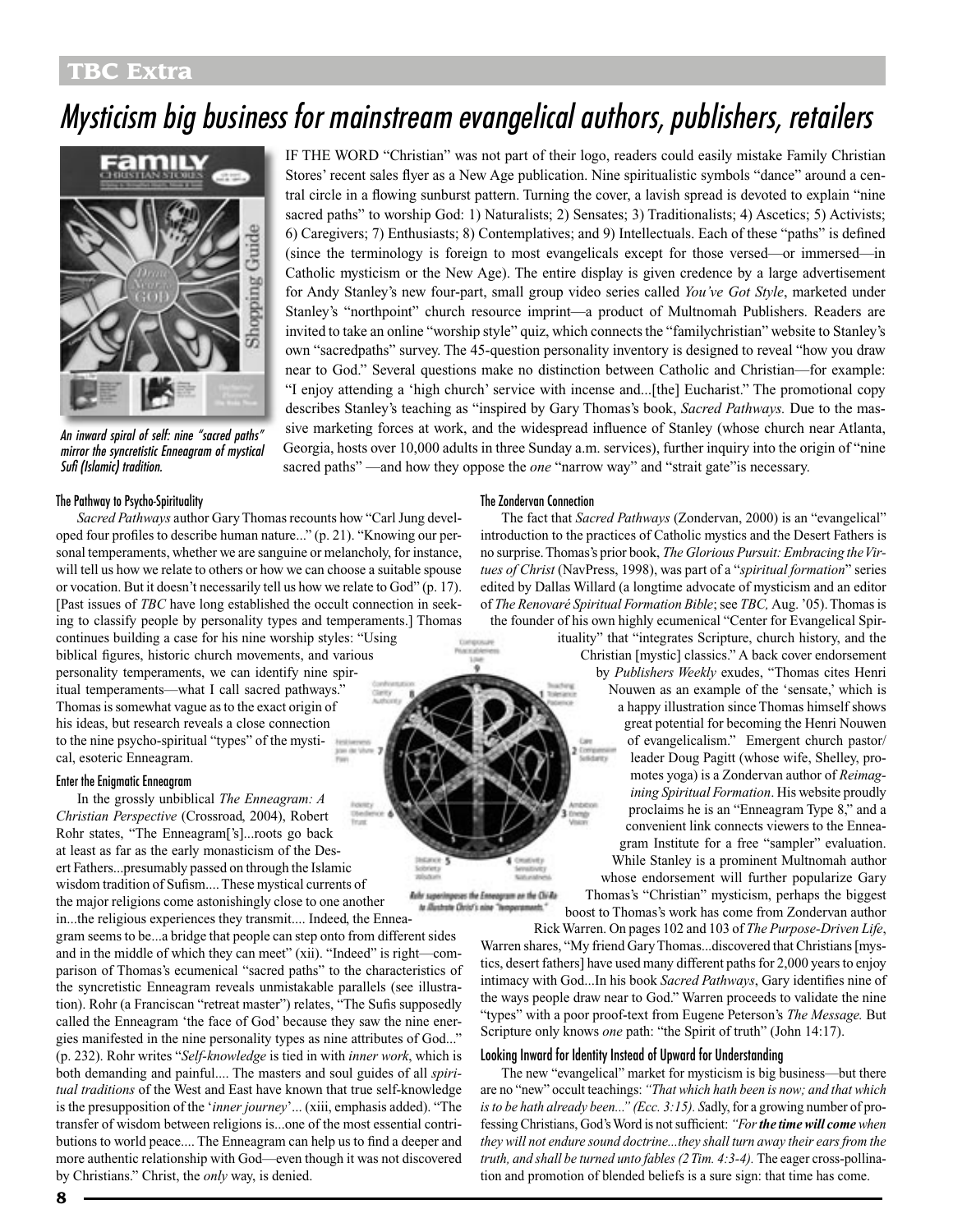## TBC Extra

# Mysticism big business for mainstream evangelical authors, publishers, retailers

*An inward spiral of self: nine "sacred paths" mirror the syncretistic Enneagram of mystical Sufi (Islamic) tradition.*

IF THE WORD "Christian" was not part of their logo, readers could easily mistake Family Christian Stores' recent sales flyer as a New Age publication. Nine spiritualistic symbols "dance" around a central circle in a flowing sunburst pattern. Turning the cover, a lavish spread is devoted to explain "nine sacred paths" to worship God: 1) Naturalists; 2) Sensates; 3) Traditionalists; 4) Ascetics; 5) Activists; 6) Caregivers; 7) Enthusiasts; 8) Contemplatives; and 9) Intellectuals. Each of these "paths" is defined (since the terminology is foreign to most evangelicals except for those versed—or immersed—in Catholic mysticism or the New Age). The entire display is given credence by a large advertisement for Andy Stanley's new four-part, small group video series called *You've Got Style*, marketed under Stanley's "northpoint" church resource imprint—a product of Multnomah Publishers. Readers are invited to take an online "worship style" quiz, which connects the "familychristian" website to Stanley's own "sacredpaths" survey. The 45-question personality inventory is designed to reveal "how you draw near to God." Several questions make no distinction between Catholic and Christian—for example: "I enjoy attending a 'high church' service with incense and...[the] Eucharist." The promotional copy describes Stanley's teaching as "inspired by Gary Thomas's book, *Sacred Pathways.* Due to the massive marketing forces at work, and the widespread influence of Stanley (whose church near Atlanta, Georgia, hosts over 10,000 adults in three Sunday a.m. services), further inquiry into the origin of "nine sacred paths" —and how they oppose the *one* "narrow way" and "strait gate"is necessary.

### The Pathway to Psycho-Spirituality

*Sacred Pathways* author Gary Thomas recounts how "Carl Jung developed four profiles to describe human nature..." (p. 21). "Knowing our personal temperaments, whether we are sanguine or melancholy, for instance, will tell us how we relate to others or how we can choose a suitable spouse or vocation. But it doesn't necessarily tell us how we relate to God" (p. 17). [Past issues of *TBC* have long established the occult connection in seeking to classify people by personality types and temperaments.] Thomas continues building a case for his nine worship styles: "Using biblical figures, historic church movements, and various personality temperaments, we can identify nine spiritual temperaments—what I call sacred pathways." Thomas is somewhat vague as to the exact origin of his ideas, but research reveals a close connection to the nine psycho-spiritual "types" of the mystical, esoteric Enneagram.

### Enter the Enigmatic Enneagram

In the grossly unbiblical *The Enneagram: A Christian Perspective* (Crossroad, 2004), Robert Rohr states, "The Enneagram['s]...roots go back at least as far as the early monasticism of the Desert Fathers...presumably passed on through the Islamic wisdom tradition of Sufism.... These mystical currents of the major religions come astonishingly close to one another in...the religious experiences they transmit.... Indeed, the Enneagram seems to be...a bridge that people can step onto from different sides and in the middle of which they can meet" (xii). "Indeed" is right—comparison of Thomas's ecumenical "sacred paths" to the characteristics of the syncretistic Enneagram reveals unmistakable parallels (see illustration). Rohr (a Franciscan "retreat master") relates, "The Sufis supposedly called the Enneagram 'the face of God' because they saw the nine energies manifested in the nine personality types as nine attributes of God..." (p. 232). Rohr writes "*Self-knowledge* is tied in with *inner work*, which is both demanding and painful.... The masters and soul guides of all *spiritual traditions* of the West and East have known that true self-knowledge is the presupposition of the '*inner journey*'... (xiii, emphasis added). "The transfer of wisdom between religions is...one of the most essential contributions to world peace.... The Enneagram can help us to find a deeper and more authentic relationship with God—even though it was not discovered by Christians." Christ, the *only* way, is denied.

*Rohr superimposes the Enneagram on the Chi-Ro to illustrate Christ's nine "temperaments."*

### The Zondervan Connection

The fact that *Sacred Pathways* (Zondervan, 2000) is an "evangelical" introduction to the practices of Catholic mystics and the Desert Fathers is no surprise. Thomas's prior book, *The Glorious Pursuit: Embracing the Virtues of Christ* (NavPress, 1998), was part of a "*spiritual formation*" series edited by Dallas Willard (a longtime advocate of mysticism and an editor of *The Renovaré Spiritual Formation Bible*; see *TBC,* Aug. '05). Thomas is the founder of his own highly ecumenical "Center for Evangelical Spirituality" that "integrates Scripture, church history, and the Christian [mystic] classics." A back cover endorsement by *Publishers Weekly* exudes, "Thomas cites Henri Nouwen as an example of the 'sensate,' which is a happy illustration since Thomas himself shows great potential for becoming the Henri Nouwen of evangelicalism." Emergent church pastor/leader Doug Pagitt (whose wife, Shelley, promotes yoga) is a Zondervan author of *Reimagining Spiritual Formation*. His website proudly proclaims he is an "Enneagram Type 8," and a convenient link connects viewers to the Enneagram Institute for a free "sampler" evaluation. While Stanley is a prominent Multnomah author whose endorsement will further popularize Gary Thomas's "Christian" mysticism, perhaps the biggest boost to Thomas's work has come from Zondervan author Rick Warren. On pages 102 and 103 of *The Purpose-Driven Life*, Warren shares, "My friend Gary Thomas...discovered that Christians [mystics, desert fathers] have used many different paths for 2,000 years to enjoy intimacy with God...In his book *Sacred Pathways*, Gary identifies nine of the ways people draw near to God." Warren proceeds to validate the nine "types" with a poor proof-text from Eugene Peterson's *The Message.* But Scripture only knows *one* path: "the Spirit of truth" (John 14:17).

### Looking Inward for Identity Instead of Upward for Understanding

The new "evangelical" market for mysticism is big business—but there are no "new" occult teachings: *"That which hath been is now; and that which is to be hath already been..." (Ecc. 3:15).* Sadly, for a growing number of professing Christians, God's Word is not sufficient: *"For **the time will come** when they will not endure sound doctrine...they shall turn away their ears from the truth, and shall be turned unto fables (2 Tim. 4:3-4).* The eager cross-pollination and promotion of blended beliefs is a sure sign: that time has come.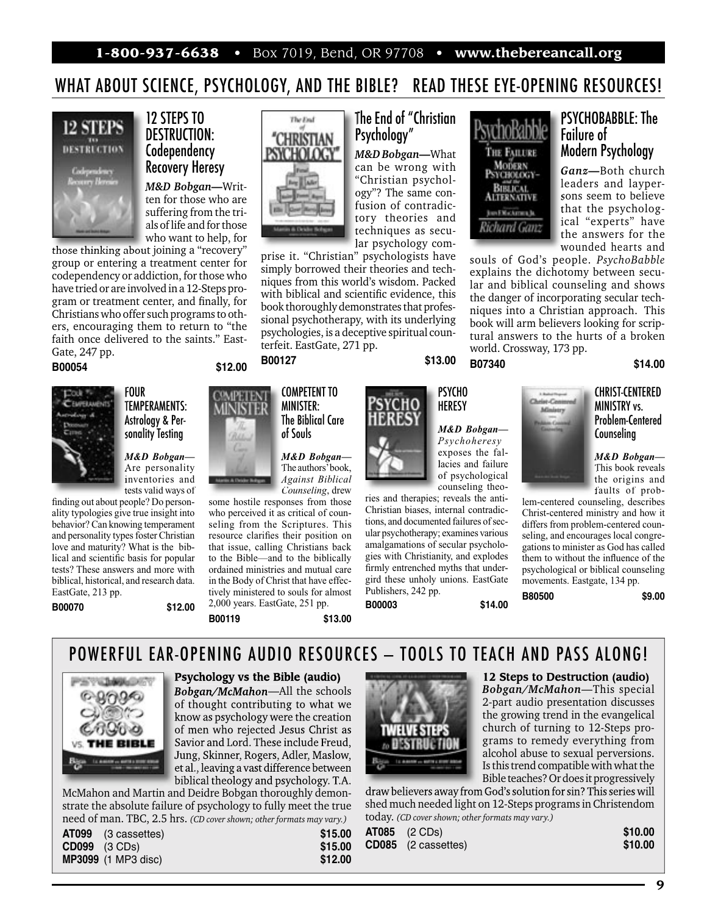1-800-937-6638 • Box 7019, Bend, OR 97708 • www.thebereancall.org

## WHAT ABOUT SCIENCE, PSYCHOLOGY, AND THE BIBLE? READ THESE EYE-OPENING RESOURCES!

### 12 STEPS TO DESTRUCTION: Codependency Recovery Heresy

***M&D Bobgan***—Written for those who are suffering from the trials of life and for those who want to help, for those thinking about joining a "recovery" group or entering a treatment center for codependency or addiction, for those who have tried or are involved in a 12-Steps program or treatment center, and finally, for Christians who offer such programs to others, encouraging them to return to "the faith once delivered to the saints." EastGate, 247 pp.

**B00054** **$12.00**

### The End of "Christian Psychology"

***M&D Bobgan***—What can be wrong with "Christian psychology"? The same confusion of contradictory theories and techniques as secular psychology comprise it. "Christian" psychologists have simply borrowed their theories and techniques from this world's wisdom. Packed with biblical and scientific evidence, this book thoroughly demonstrates that professional psychotherapy, with its underlying psychologies, is a deceptive spiritual counterfeit. EastGate, 271 pp.

**B00127** **$13.00**

### PSYCHOBABBLE: The Failure of Modern Psychology

***Ganz***—Both church leaders and laypersons seem to believe that the psychological "experts" have the answers for the wounded hearts and souls of God's people. *PsychoBabble* explains the dichotomy between secular and biblical counseling and shows the danger of incorporating secular techniques into a Christian approach. This book will arm believers looking for scriptural answers to the hurts of a broken world. Crossway, 173 pp.

**B07340** **$14.00**

### FOUR TEMPERAMENTS: Astrology & Personality Testing

***M&D Bobgan***—Are personality inventories and tests valid ways of finding out about people? Do personality typologies give true insight into behavior? Can knowing temperament and personality types foster Christian love and maturity? What is the biblical and scientific basis for popular tests? These answers and more with biblical, historical, and research data. EastGate, 213 pp.

**B00070** **$12.00**

### COMPETENT TO MINISTER: The Biblical Care of Souls

***M&D Bobgan***—The authors' book, *Against Biblical Counseling*, drew some hostile responses from those who perceived it as critical of counseling from the Scriptures. This resource clarifies their position on that issue, calling Christians back to the Bible—and to the biblically ordained ministries and mutual care in the Body of Christ that have effectively ministered to souls for almost 2,000 years. EastGate, 251 pp.

**B00119** **$13.00**

### PSYCHO HERESY

***M&D Bobgan***—*Psychoheresy* exposes the fallacies and failure of psychological counseling theories and therapies; reveals the anti-Christian biases, internal contradictions, and documented failures of secular psychotherapy; examines various amalgamations of secular psychologies with Christianity, and explodes firmly entrenched myths that undergird these unholy unions. EastGate Publishers, 242 pp.

**B00003** **$14.00**

### CHRIST-CENTERED MINISTRY vs. Problem-Centered Counseling

***M&D Bobgan***—This book reveals the origins and faults of problem-centered counseling, describes Christ-centered ministry and how it differs from problem-centered counseling, and encourages local congregations to minister as God has called them to without the influence of the psychological or biblical counseling movements. Eastgate, 134 pp.

**B80500** **$9.00**

## POWERFUL EAR-OPENING AUDIO RESOURCES – TOOLS TO TEACH AND PASS ALONG!

### Psychology vs the Bible (audio)

***Bobgan/McMahon***—All the schools of thought contributing to what we know as psychology were the creation of men who rejected Jesus Christ as Savior and Lord. These include Freud, Jung, Skinner, Rogers, Adler, Maslow, et al., leaving a vast difference between biblical theology and psychology. T.A. McMahon and Martin and Deidre Bobgan thoroughly demonstrate the absolute failure of psychology to fully meet the true need of man. TBC, 2.5 hrs. *(CD cover shown; other formats may vary.)*

| | | |
|---|---|---|
| **AT099** | (3 cassettes) | **$15.00** |
| **CD099** | (3 CDs) | **$15.00** |
| **MP3099** | (1 MP3 disc) | **$12.00** |

### 12 Steps to Destruction (audio)

***Bobgan/McMahon***—This special 2-part audio presentation discusses the growing trend in the evangelical church of turning to 12-Steps programs to remedy everything from alcohol abuse to sexual perversions. Is this trend compatible with what the Bible teaches? Or does it progressively draw believers away from God's solution for sin? This series will shed much needed light on 12-Steps programs in Christendom today. *(CD cover shown; other formats may vary.)*

| | | |
|---|---|---|
| **AT085** | (2 CDs) | **$10.00** |
| **CD085** | (2 cassettes) | **$10.00** |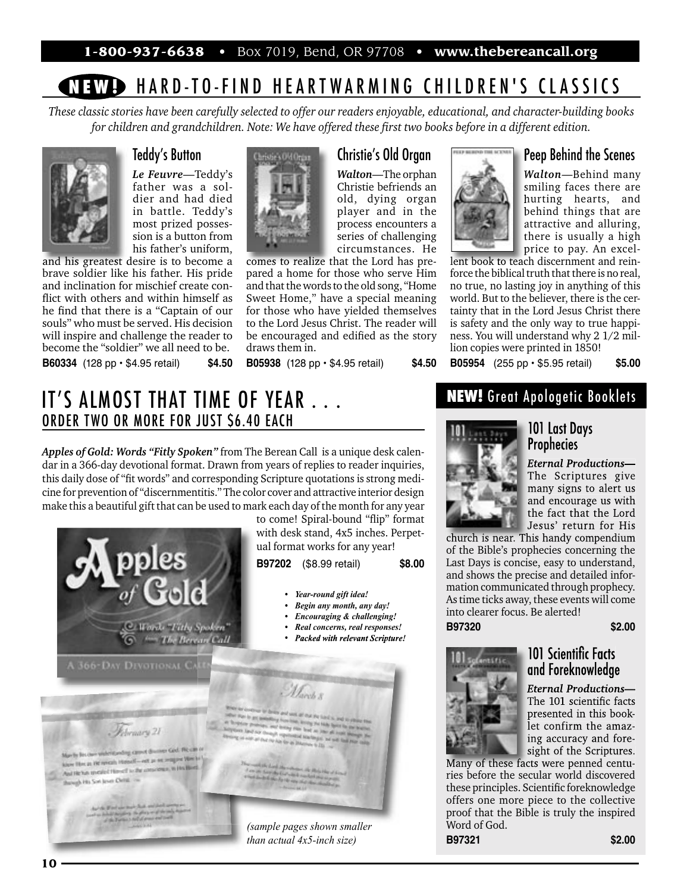1-800-937-6638 • Box 7019, Bend, OR 97708 • www.thebereancall.org

# NEW! HARD-TO-FIND HEARTWARMING CHILDREN'S CLASSICS

*These classic stories have been carefully selected to offer our readers enjoyable, educational, and character-building books for children and grandchildren. Note: We have offered these first two books before in a different edition.*

## Teddy's Button

***Le Feuvre***—Teddy's father was a soldier and had died in battle. Teddy's most prized possession is a button from his father's uniform, and his greatest desire is to become a brave soldier like his father. His pride and inclination for mischief create conflict with others and within himself as he find that there is a "Captain of our souls" who must be served. His decision will inspire and challenge the reader to become the "soldier" we all need to be.

**B60334** (128 pp • $4.95 retail) **$4.50**

## Christie's Old Organ

***Walton***—The orphan Christie befriends an old, dying organ player and in the process encounters a series of challenging circumstances. He comes to realize that the Lord has prepared a home for those who serve Him and that the words to the old song, "Home Sweet Home," have a special meaning for those who have yielded themselves to the Lord Jesus Christ. The reader will be encouraged and edified as the story draws them in.

**B05938** (128 pp • $4.95 retail) **$4.50**

## Peep Behind the Scenes

***Walton***—Behind many smiling faces there are hurting hearts, and behind things that are attractive and alluring, there is usually a high price to pay. An excellent book to teach discernment and reinforce the biblical truth that there is no real, no true, no lasting joy in anything of this world. But to the believer, there is the certainty that in the Lord Jesus Christ there is safety and the only way to true happiness. You will understand why 2 1/2 million copies were printed in 1850!

**B05954** (255 pp • $5.95 retail) **$5.00**

# IT'S ALMOST THAT TIME OF YEAR . . .

## ORDER TWO OR MORE FOR JUST $6.40 EACH

***Apples of Gold: Words "Fitly Spoken"*** from The Berean Call is a unique desk calendar in a 366-day devotional format. Drawn from years of replies to reader inquiries, this daily dose of "fit words" and corresponding Scripture quotations is strong medicine for prevention of "discernmentitis." The color cover and attractive interior design make this a beautiful gift that can be used to mark each day of the month for any year to come! Spiral-bound "flip" format with desk stand, 4x5 inches. Perpetual format works for any year!

**B97202** ($8.99 retail) **$8.00**

- *Year-round gift idea!*
- *Begin any month, any day!*
- *Encouraging & challenging!*
- *Real concerns, real responses!*
- *Packed with relevant Scripture!*

*(sample pages shown smaller than actual 4x5-inch size)*

# NEW! Great Apologetic Booklets

## 101 Last Days Prophecies

***Eternal Productions***—The Scriptures give many signs to alert us and encourage us with the fact that the Lord Jesus' return for His church is near. This handy compendium of the Bible's prophecies concerning the Last Days is concise, easy to understand, and shows the precise and detailed information communicated through prophecy. As time ticks away, these events will come into clearer focus. Be alerted!

**B97320** **$2.00**

## 101 Scientific Facts and Foreknowledge

***Eternal Productions***—The 101 scientific facts presented in this booklet confirm the amazing accuracy and foresight of the Scriptures. Many of these facts were penned centuries before the secular world discovered these principles. Scientific foreknowledge offers one more piece to the collective proof that the Bible is truly the inspired Word of God.

**B97321** **$2.00**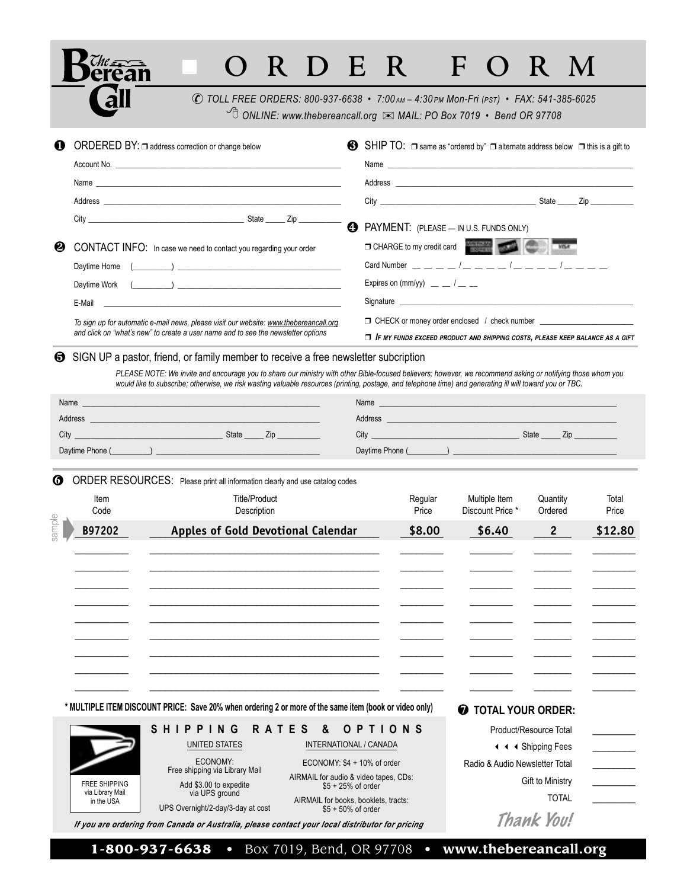# The Berean Call — ORDER FORM

TOLL FREE ORDERS: 800-937-6638 • 7:00 AM – 4:30 PM Mon-Fri (PST) • FAX: 541-385-6025

ONLINE: www.thebereancall.org • MAIL: PO Box 7019 • Bend OR 97708

## ❶ ORDERED BY: ☐ address correction or change below

Account No. ____________________

Name ____________________

Address ____________________

City ____________________ State _____ Zip __________

## ❷ CONTACT INFO: In case we need to contact you regarding your order

Daytime Home (_________) ____________________

Daytime Work (_________) ____________________

E-Mail ____________________

*To sign up for automatic e-mail news, please visit our website: www.thebereancall.org and click on "what's new" to create a user name and to see the newsletter options*

## ❸ SHIP TO: ☐ same as "ordered by" ☐ alternate address below ☐ this is a gift to

Name ____________________

Address ____________________

City ____________________ State _____ Zip __________

## ❹ PAYMENT: (PLEASE — IN U.S. FUNDS ONLY)

☐ CHARGE to my credit card

Card Number _ _ _ _ / _ _ _ _ / _ _ _ _ / _ _ _ _

Expires on (mm/yy) _ _ / _ _

Signature ____________________

☐ CHECK or money order enclosed / check number ____________________

☐ *IF MY FUNDS EXCEED PRODUCT AND SHIPPING COSTS, PLEASE KEEP BALANCE AS A GIFT*

## ❺ SIGN UP a pastor, friend, or family member to receive a free newsletter subcription

*PLEASE NOTE: We invite and encourage you to share our ministry with other Bible-focused believers; however, we recommend asking or notifying those whom you would like to subscribe; otherwise, we risk wasting valuable resources (printing, postage, and telephone time) and generating ill will toward you or TBC.*

Name ____________________

Address ____________________

City ____________________ State _____ Zip __________

Daytime Phone (_________) ____________________

Name ____________________

Address ____________________

City ____________________ State _____ Zip __________

Daytime Phone (_________) ____________________

## ❻ ORDER RESOURCES: Please print all information clearly and use catalog codes

| | Item Code | Title/Product Description | Regular Price | Multiple Item Discount Price * | Quantity Ordered | Total Price |
|---|---|---|---|---|---|---|
| sample | B97202 | Apples of Gold Devotional Calendar | $8.00 | $6.40 | 2 | $12.80 |
| | | | | | | |
| | | | | | | |
| | | | | | | |
| | | | | | | |
| | | | | | | |
| | | | | | | |
| | | | | | | |
| | | | | | | |
| | | | | | | |

**\* MULTIPLE ITEM DISCOUNT PRICE: Save 20% when ordering 2 or more of the same item (book or video only)**

## SHIPPING RATES & OPTIONS

FREE SHIPPING via Library Mail in the USA

**UNITED STATES**

- ECONOMY: Free shipping via Library Mail
- Add $3.00 to expedite via UPS ground
- UPS Overnight/2-day/3-day at cost

**INTERNATIONAL / CANADA**

- ECONOMY: $4 + 10% of order
- AIRMAIL for audio & video tapes, CDs: $5 + 25% of order
- AIRMAIL for books, booklets, tracts: $5 + 50% of order

***If you are ordering from Canada or Australia, please contact your local distributor for pricing***

## ❼ TOTAL YOUR ORDER:

Product/Resource Total ________

◄◄◄ Shipping Fees ________

Radio & Audio Newsletter Total ________

Gift to Ministry ________

TOTAL ________

*Thank You!*

**1-800-937-6638** • Box 7019, Bend, OR 97708 • **www.thebereancall.org**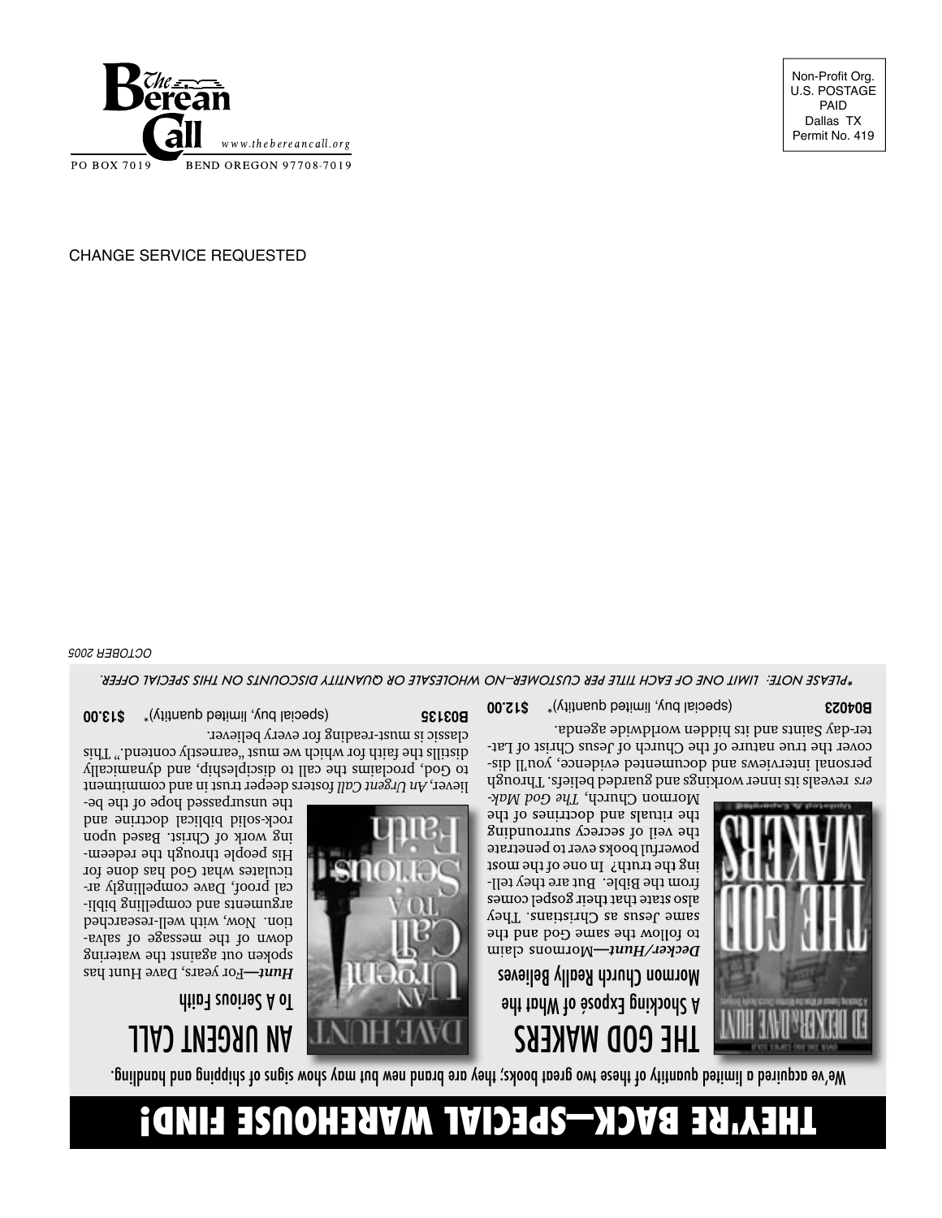The Berean Call

www.thebereancall.org

PO BOX 7019 BEND OREGON 97708-7019

Non-Profit Org.
U.S. POSTAGE
PAID
Dallas TX
Permit No. 419

CHANGE SERVICE REQUESTED

# THEY'RE BACK—SPECIAL WAREHOUSE FIND!

We've acquired a limited quantity of these two great books; they are brand new but may show signs of shipping and handling.

## THE GOD MAKERS

### A Shocking Exposé of What the Mormon Church Really Believes

***Decker/Hunt***—Mormons claim to follow the same God and the same Jesus as Christians. They also state that their gospel comes from the Bible. But are they telling the truth? In one of the most powerful books ever to penetrate the veil of secrecy surrounding the rituals and doctrines of the Mormon Church, *The God Makers* reveals its inner workings and guarded beliefs. Through personal interviews and documented evidence, you'll discover the true nature of the Church of Jesus Christ of Latter-day Saints and its hidden worldwide agenda.

**B04023** (special buy, limited quantity)* **$12.00**

## AN URGENT CALL

### To A Serious Faith

***Hunt***—For years, Dave Hunt has spoken out against the watering down of the message of salvation. Now, with well-researched arguments and compelling biblical proof, Dave compellingly articulates what God has done for His people through the redeeming work of Christ. Based upon rock-solid biblical doctrine and the unsurpassed hope of the believer, *An Urgent Call* fosters deeper trust in and commitment to God, proclaims the call to discipleship, and dynamically distills the faith for which we must "earnestly contend." This classic is must-reading for every believer.

**B03135** (special buy, limited quantity)* **$13.00**

**PLEASE NOTE: LIMIT ONE OF EACH TITLE PER CUSTOMER—NO WHOLESALE OR QUANTITY DISCOUNTS ON THIS SPECIAL OFFER.*

*OCTOBER 2005*